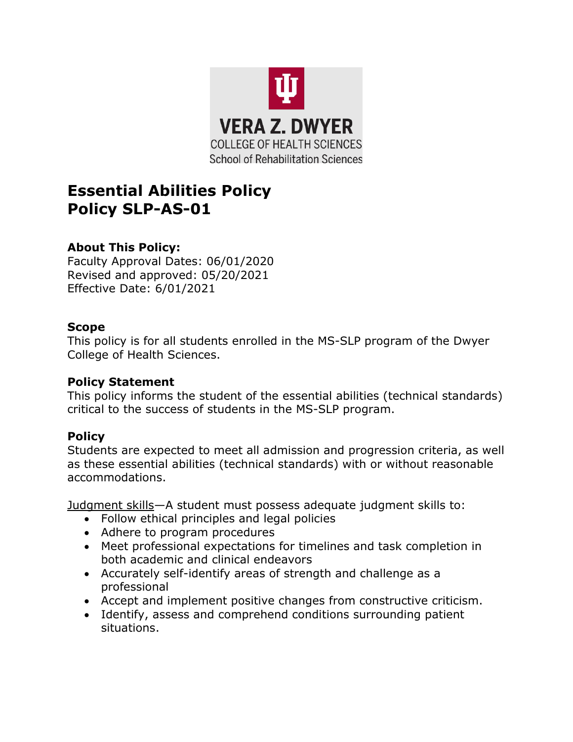VERA Z. DWYER
COLLEGE OF HEALTH SCIENCES
School of Rehabilitation Sciences

# Essential Abilities Policy
# Policy SLP-AS-01

### About This Policy:

Faculty Approval Dates: 06/01/2020
Revised and approved: 05/20/2021
Effective Date: 6/01/2021

### Scope

This policy is for all students enrolled in the MS-SLP program of the Dwyer College of Health Sciences.

### Policy Statement

This policy informs the student of the essential abilities (technical standards) critical to the success of students in the MS-SLP program.

### Policy

Students are expected to meet all admission and progression criteria, as well as these essential abilities (technical standards) with or without reasonable accommodations.

<u>Judgment skills</u>—A student must possess adequate judgment skills to:

- Follow ethical principles and legal policies
- Adhere to program procedures
- Meet professional expectations for timelines and task completion in both academic and clinical endeavors
- Accurately self-identify areas of strength and challenge as a professional
- Accept and implement positive changes from constructive criticism.
- Identify, assess and comprehend conditions surrounding patient situations.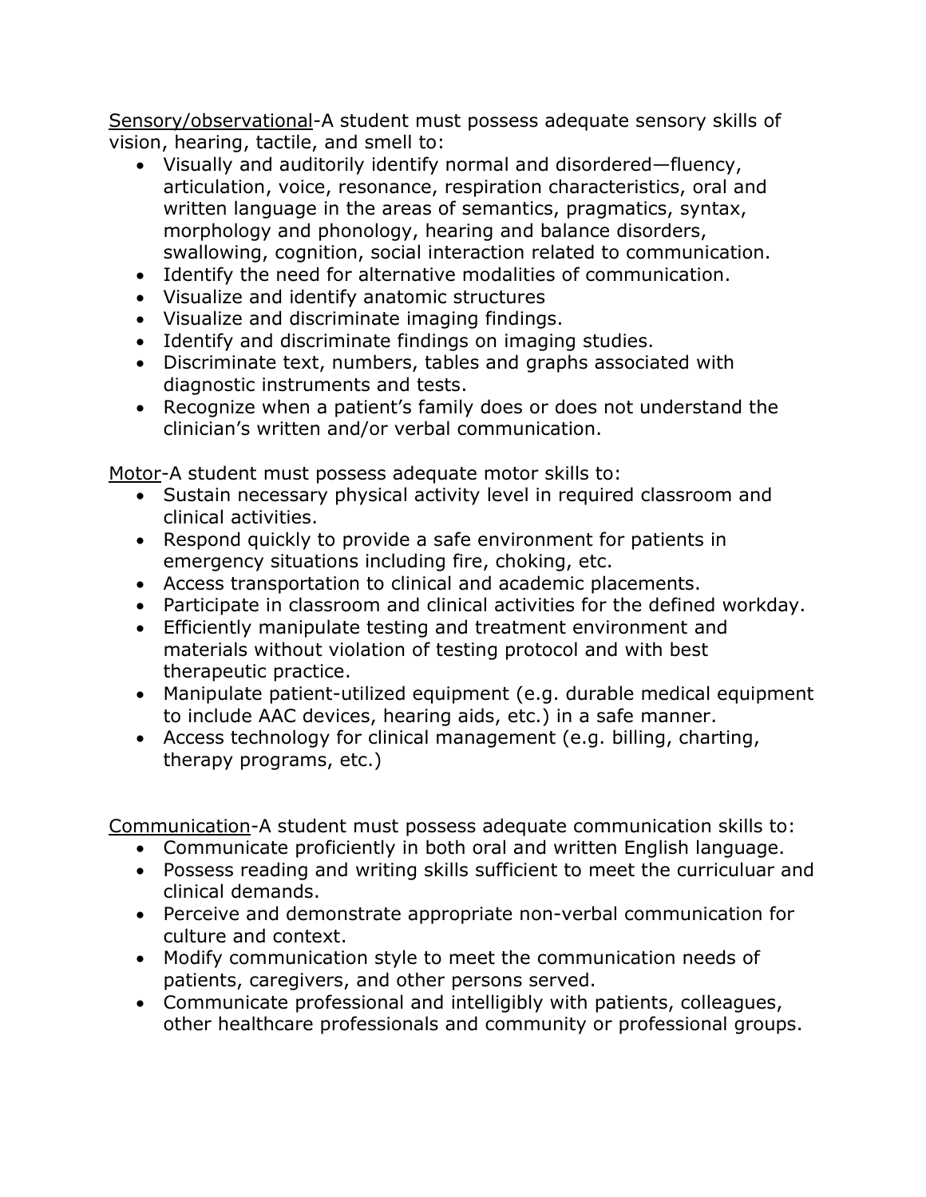<u>Sensory/observational</u>-A student must possess adequate sensory skills of vision, hearing, tactile, and smell to:

- Visually and auditorily identify normal and disordered—fluency, articulation, voice, resonance, respiration characteristics, oral and written language in the areas of semantics, pragmatics, syntax, morphology and phonology, hearing and balance disorders, swallowing, cognition, social interaction related to communication.
- Identify the need for alternative modalities of communication.
- Visualize and identify anatomic structures
- Visualize and discriminate imaging findings.
- Identify and discriminate findings on imaging studies.
- Discriminate text, numbers, tables and graphs associated with diagnostic instruments and tests.
- Recognize when a patient's family does or does not understand the clinician's written and/or verbal communication.

<u>Motor</u>-A student must possess adequate motor skills to:

- Sustain necessary physical activity level in required classroom and clinical activities.
- Respond quickly to provide a safe environment for patients in emergency situations including fire, choking, etc.
- Access transportation to clinical and academic placements.
- Participate in classroom and clinical activities for the defined workday.
- Efficiently manipulate testing and treatment environment and materials without violation of testing protocol and with best therapeutic practice.
- Manipulate patient-utilized equipment (e.g. durable medical equipment to include AAC devices, hearing aids, etc.) in a safe manner.
- Access technology for clinical management (e.g. billing, charting, therapy programs, etc.)

<u>Communication</u>-A student must possess adequate communication skills to:

- Communicate proficiently in both oral and written English language.
- Possess reading and writing skills sufficient to meet the curriculuar and clinical demands.
- Perceive and demonstrate appropriate non-verbal communication for culture and context.
- Modify communication style to meet the communication needs of patients, caregivers, and other persons served.
- Communicate professional and intelligibly with patients, colleagues, other healthcare professionals and community or professional groups.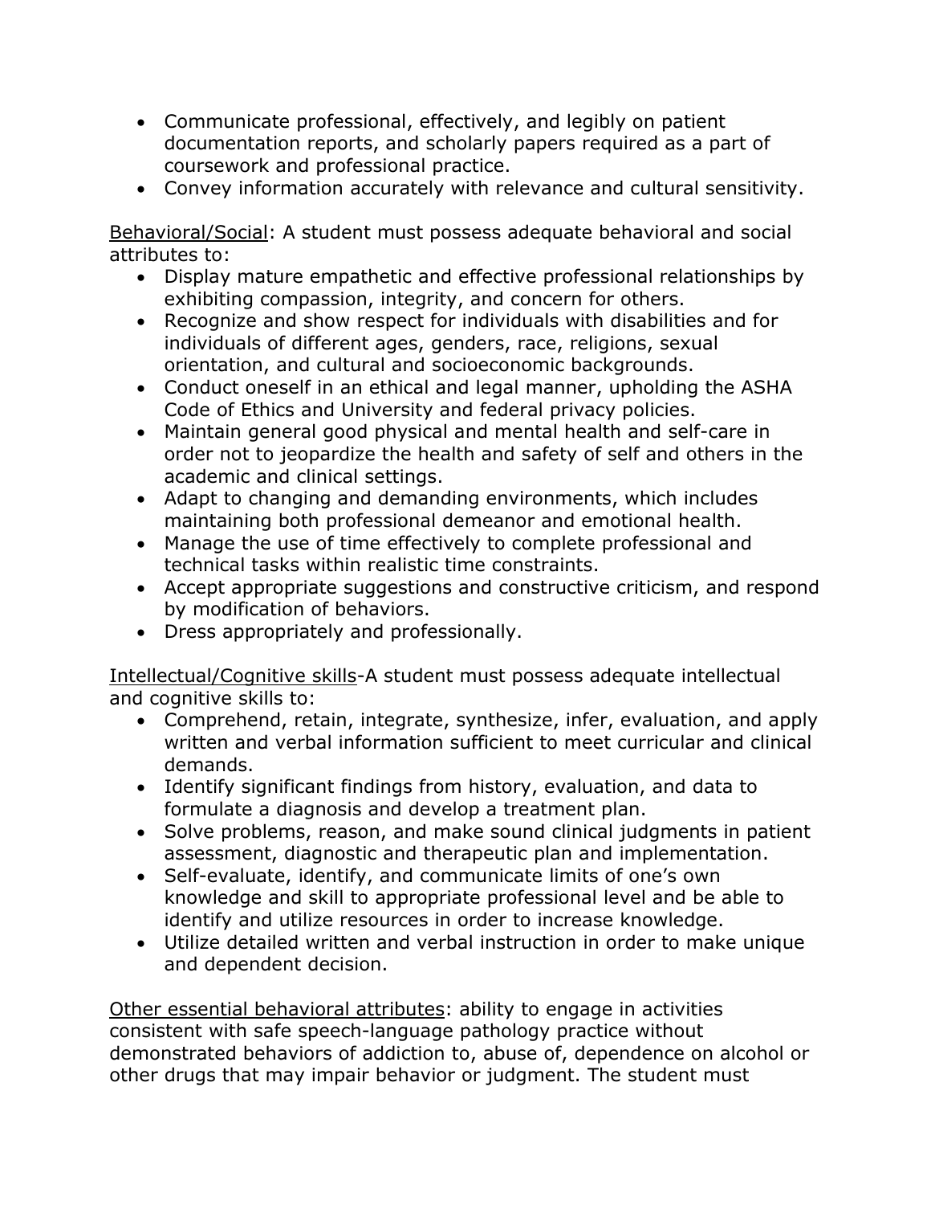- Communicate professional, effectively, and legibly on patient documentation reports, and scholarly papers required as a part of coursework and professional practice.
- Convey information accurately with relevance and cultural sensitivity.

<u>Behavioral/Social</u>: A student must possess adequate behavioral and social attributes to:

- Display mature empathetic and effective professional relationships by exhibiting compassion, integrity, and concern for others.
- Recognize and show respect for individuals with disabilities and for individuals of different ages, genders, race, religions, sexual orientation, and cultural and socioeconomic backgrounds.
- Conduct oneself in an ethical and legal manner, upholding the ASHA Code of Ethics and University and federal privacy policies.
- Maintain general good physical and mental health and self-care in order not to jeopardize the health and safety of self and others in the academic and clinical settings.
- Adapt to changing and demanding environments, which includes maintaining both professional demeanor and emotional health.
- Manage the use of time effectively to complete professional and technical tasks within realistic time constraints.
- Accept appropriate suggestions and constructive criticism, and respond by modification of behaviors.
- Dress appropriately and professionally.

<u>Intellectual/Cognitive skills</u>-A student must possess adequate intellectual and cognitive skills to:

- Comprehend, retain, integrate, synthesize, infer, evaluation, and apply written and verbal information sufficient to meet curricular and clinical demands.
- Identify significant findings from history, evaluation, and data to formulate a diagnosis and develop a treatment plan.
- Solve problems, reason, and make sound clinical judgments in patient assessment, diagnostic and therapeutic plan and implementation.
- Self-evaluate, identify, and communicate limits of one's own knowledge and skill to appropriate professional level and be able to identify and utilize resources in order to increase knowledge.
- Utilize detailed written and verbal instruction in order to make unique and dependent decision.

<u>Other essential behavioral attributes</u>: ability to engage in activities consistent with safe speech-language pathology practice without demonstrated behaviors of addiction to, abuse of, dependence on alcohol or other drugs that may impair behavior or judgment. The student must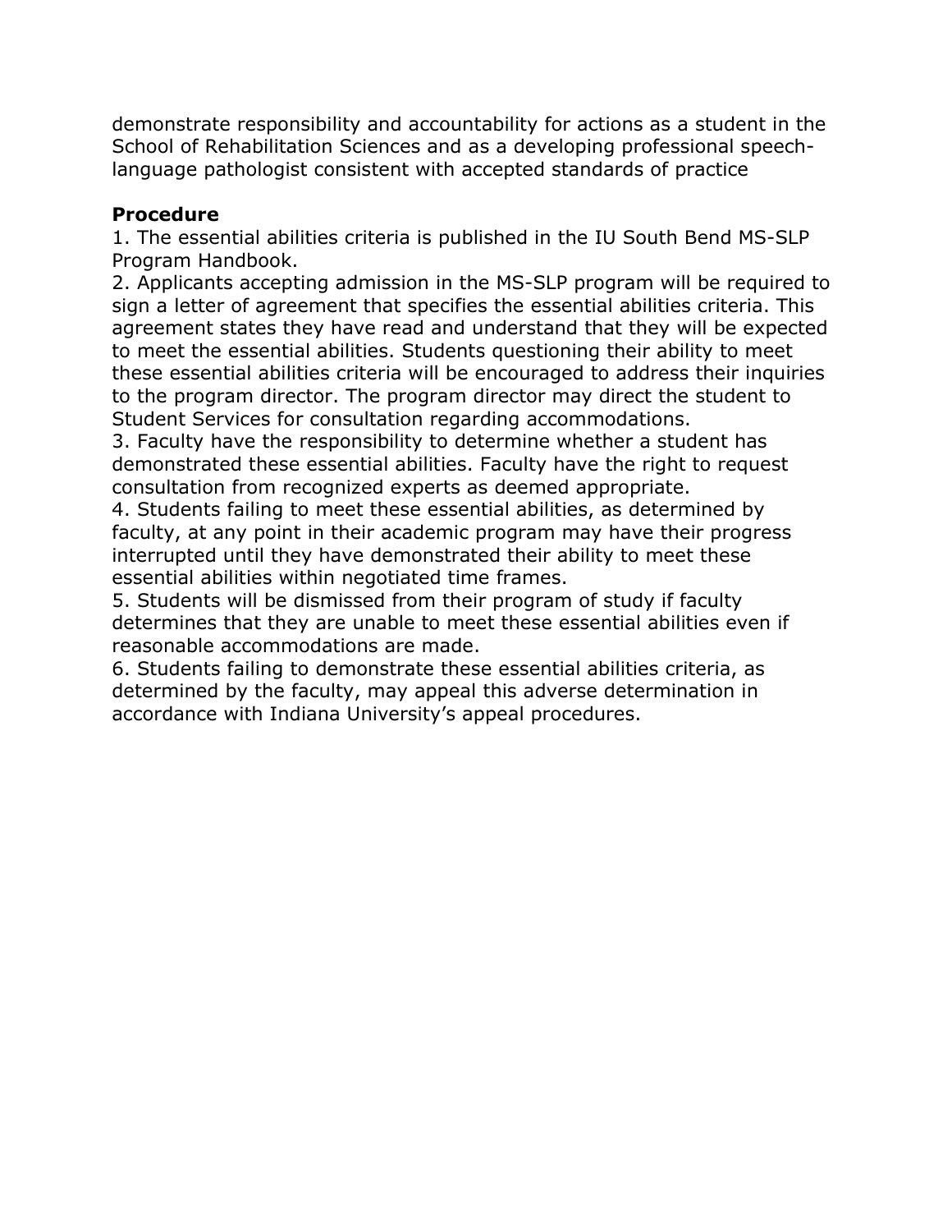demonstrate responsibility and accountability for actions as a student in the School of Rehabilitation Sciences and as a developing professional speech-language pathologist consistent with accepted standards of practice

**Procedure**

1. The essential abilities criteria is published in the IU South Bend MS-SLP Program Handbook.
2. Applicants accepting admission in the MS-SLP program will be required to sign a letter of agreement that specifies the essential abilities criteria. This agreement states they have read and understand that they will be expected to meet the essential abilities. Students questioning their ability to meet these essential abilities criteria will be encouraged to address their inquiries to the program director. The program director may direct the student to Student Services for consultation regarding accommodations.
3. Faculty have the responsibility to determine whether a student has demonstrated these essential abilities. Faculty have the right to request consultation from recognized experts as deemed appropriate.
4. Students failing to meet these essential abilities, as determined by faculty, at any point in their academic program may have their progress interrupted until they have demonstrated their ability to meet these essential abilities within negotiated time frames.
5. Students will be dismissed from their program of study if faculty determines that they are unable to meet these essential abilities even if reasonable accommodations are made.
6. Students failing to demonstrate these essential abilities criteria, as determined by the faculty, may appeal this adverse determination in accordance with Indiana University's appeal procedures.